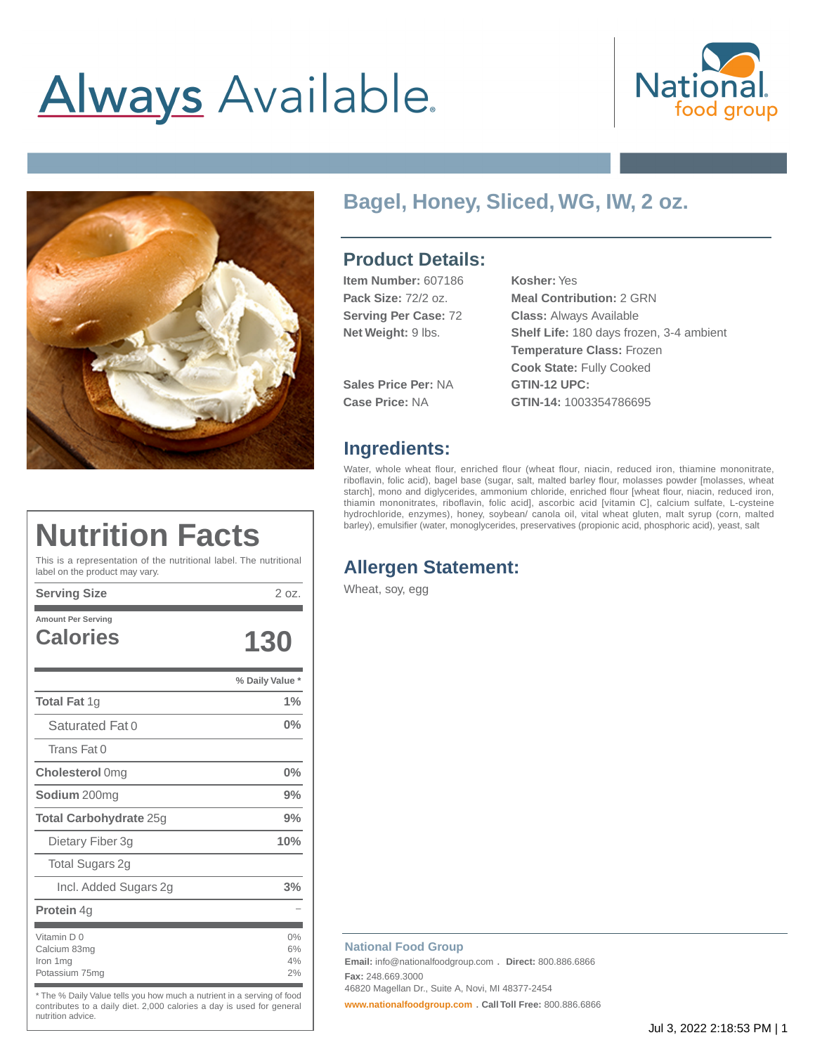Always Available.

National food group

# Bagel, Honey, Sliced, WG, IW, 2 oz.

## Product Details:

**Item Number:** 607186
**Pack Size:** 72/2 oz.
**Serving Per Case:** 72
**Net Weight:** 9 lbs.

**Sales Price Per:** NA
**Case Price:** NA

**Kosher:** Yes
**Meal Contribution:** 2 GRN
**Class:** Always Available
**Shelf Life:** 180 days frozen, 3-4 ambient
**Temperature Class:** Frozen
**Cook State:** Fully Cooked
**GTIN-12 UPC:**
**GTIN-14:** 1003354786695

## Ingredients:

Water, whole wheat flour, enriched flour (wheat flour, niacin, reduced iron, thiamine mononitrate, riboflavin, folic acid), bagel base (sugar, salt, malted barley flour, molasses powder [molasses, wheat starch], mono and diglycerides, ammonium chloride, enriched flour [wheat flour, niacin, reduced iron, thiamin mononitrates, riboflavin, folic acid], ascorbic acid [vitamin C], calcium sulfate, L-cysteine hydrochloride, enzymes), honey, soybean/ canola oil, vital wheat gluten, malt syrup (corn, malted barley), emulsifier (water, monoglycerides, preservatives (propionic acid, phosphoric acid), yeast, salt

## Allergen Statement:

Wheat, soy, egg

# Nutrition Facts

This is a representation of the nutritional label. The nutritional label on the product may vary.

| **Serving Size** | 2 oz. |
|---|---|
| Amount Per Serving | |
| **Calories** | **130** |
| | **% Daily Value \*** |
| **Total Fat** 1g | **1%** |
| Saturated Fat 0 | **0%** |
| Trans Fat 0 | |
| **Cholesterol** 0mg | **0%** |
| **Sodium** 200mg | **9%** |
| **Total Carbohydrate** 25g | **9%** |
| Dietary Fiber 3g | **10%** |
| Total Sugars 2g | |
| Incl. Added Sugars 2g | **3%** |
| **Protein** 4g | – |
| Vitamin D 0 | 0% |
| Calcium 83mg | 6% |
| Iron 1mg | 4% |
| Potassium 75mg | 2% |

\* The % Daily Value tells you how much a nutrient in a serving of food contributes to a daily diet. 2,000 calories a day is used for general nutrition advice.

**National Food Group**
**Email:** info@nationalfoodgroup.com . **Direct:** 800.886.6866
**Fax:** 248.669.3000
46820 Magellan Dr., Suite A, Novi, MI 48377-2454
www.nationalfoodgroup.com . **Call Toll Free:** 800.886.6866

Jul 3, 2022 2:18:53 PM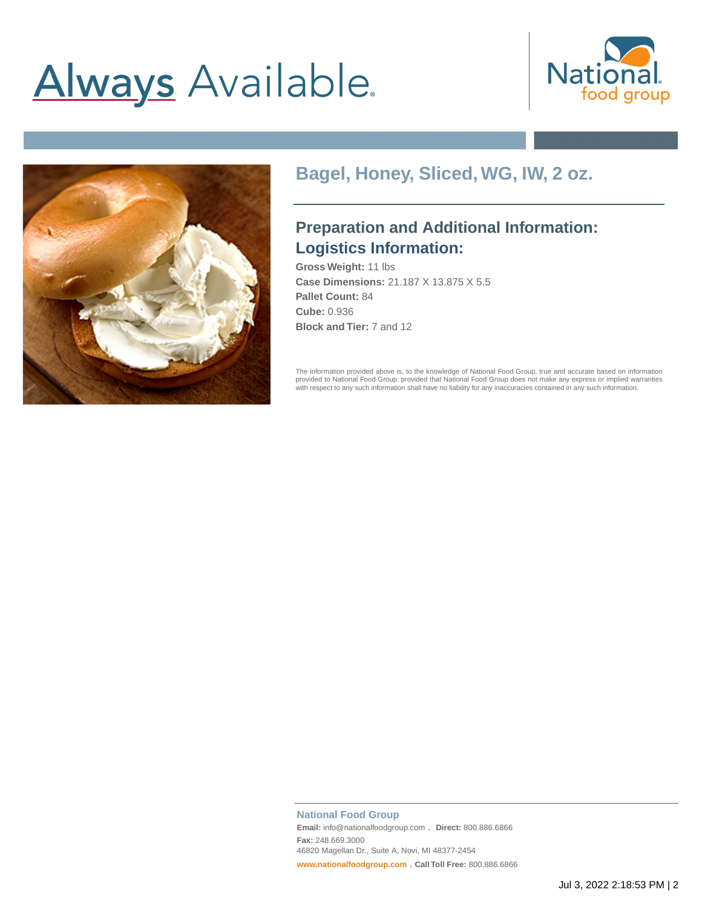Always Available.

National food group

## Bagel, Honey, Sliced, WG, IW, 2 oz.

### Preparation and Additional Information:

### Logistics Information:

**Gross Weight:** 11 lbs
**Case Dimensions:** 21.187 X 13.875 X 5.5
**Pallet Count:** 84
**Cube:** 0.936
**Block and Tier:** 7 and 12

The information provided above is, to the knowledge of National Food Group, true and accurate based on information provided to National Food Group; provided that National Food Group does not make any express or implied warranties with respect to any such information shall have no liability for any inaccuracies contained in any such information.

**National Food Group**
**Email:** info@nationalfoodgroup.com . **Direct:** 800.886.6866
**Fax:** 248.669.3000
46820 Magellan Dr., Suite A, Novi, MI 48377-2454
**www.nationalfoodgroup.com** . **Call Toll Free:** 800.886.6866

Jul 3, 2022 2:18:53 PM